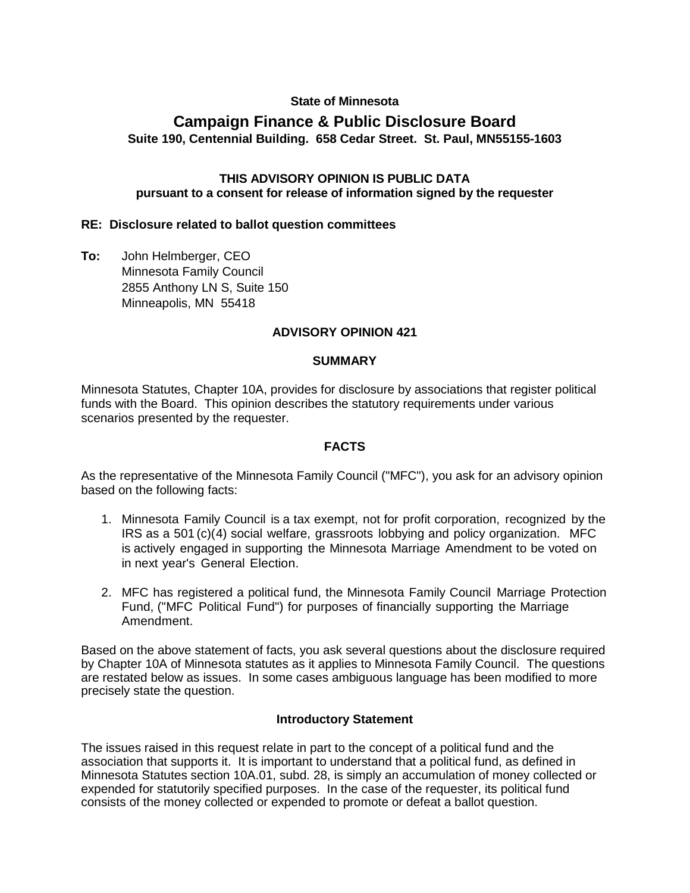**State of Minnesota**

# Campaign Finance & Public Disclosure Board

**Suite 190, Centennial Building. 658 Cedar Street. St. Paul, MN55155-1603**

**THIS ADVISORY OPINION IS PUBLIC DATA**
**pursuant to a consent for release of information signed by the requester**

**RE: Disclosure related to ballot question committees**

**To:** John Helmberger, CEO
Minnesota Family Council
2855 Anthony LN S, Suite 150
Minneapolis, MN 55418

## ADVISORY OPINION 421

### SUMMARY

Minnesota Statutes, Chapter 10A, provides for disclosure by associations that register political funds with the Board. This opinion describes the statutory requirements under various scenarios presented by the requester.

### FACTS

As the representative of the Minnesota Family Council ("MFC"), you ask for an advisory opinion based on the following facts:

1. Minnesota Family Council is a tax exempt, not for profit corporation, recognized by the IRS as a 501(c)(4) social welfare, grassroots lobbying and policy organization. MFC is actively engaged in supporting the Minnesota Marriage Amendment to be voted on in next year's General Election.
2. MFC has registered a political fund, the Minnesota Family Council Marriage Protection Fund, ("MFC Political Fund") for purposes of financially supporting the Marriage Amendment.

Based on the above statement of facts, you ask several questions about the disclosure required by Chapter 10A of Minnesota statutes as it applies to Minnesota Family Council. The questions are restated below as issues. In some cases ambiguous language has been modified to more precisely state the question.

### Introductory Statement

The issues raised in this request relate in part to the concept of a political fund and the association that supports it. It is important to understand that a political fund, as defined in Minnesota Statutes section 10A.01, subd. 28, is simply an accumulation of money collected or expended for statutorily specified purposes. In the case of the requester, its political fund consists of the money collected or expended to promote or defeat a ballot question.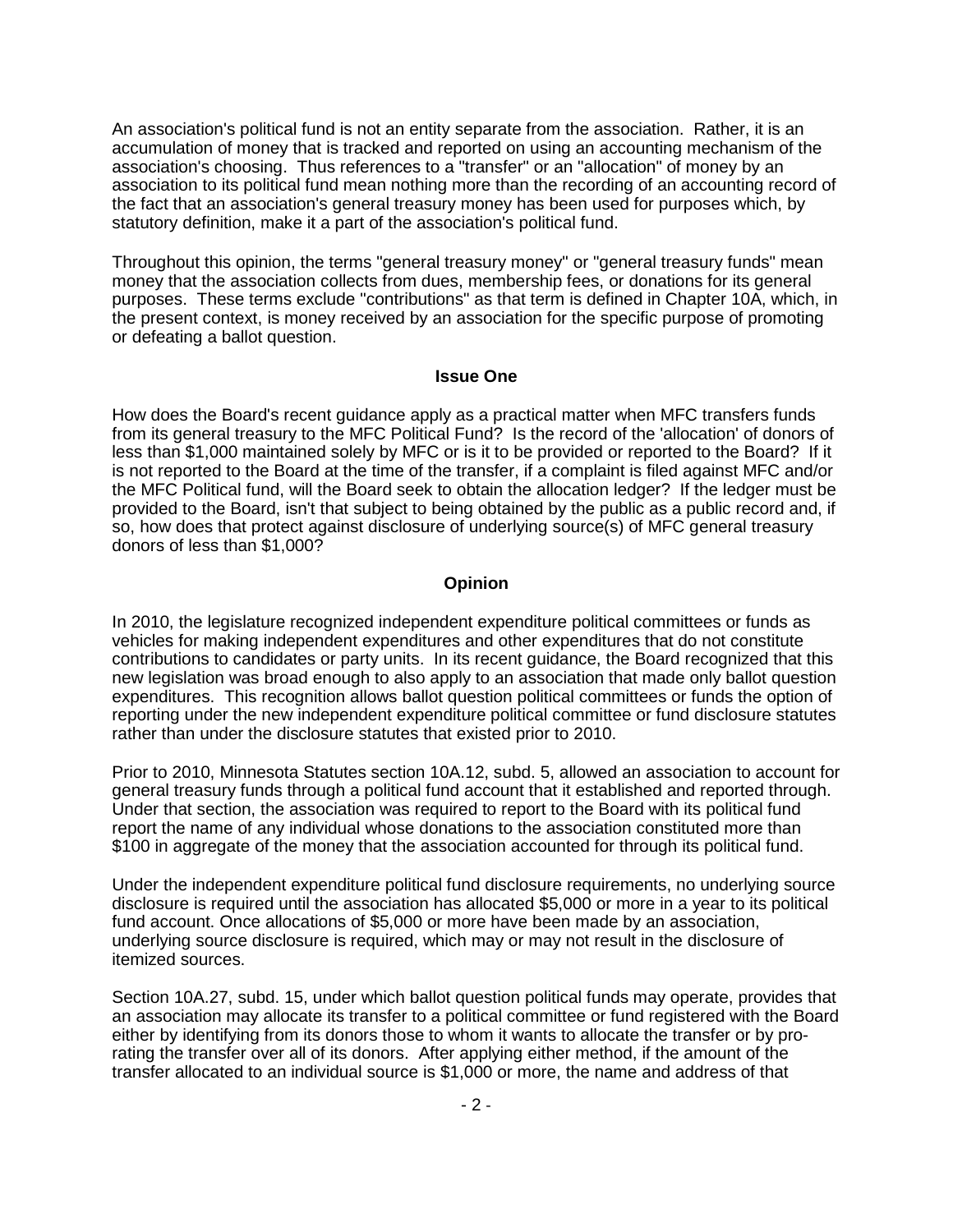An association's political fund is not an entity separate from the association. Rather, it is an accumulation of money that is tracked and reported on using an accounting mechanism of the association's choosing. Thus references to a "transfer" or an "allocation" of money by an association to its political fund mean nothing more than the recording of an accounting record of the fact that an association's general treasury money has been used for purposes which, by statutory definition, make it a part of the association's political fund.

Throughout this opinion, the terms "general treasury money" or "general treasury funds" mean money that the association collects from dues, membership fees, or donations for its general purposes. These terms exclude "contributions" as that term is defined in Chapter 10A, which, in the present context, is money received by an association for the specific purpose of promoting or defeating a ballot question.

### Issue One

How does the Board's recent guidance apply as a practical matter when MFC transfers funds from its general treasury to the MFC Political Fund? Is the record of the 'allocation' of donors of less than $1,000 maintained solely by MFC or is it to be provided or reported to the Board? If it is not reported to the Board at the time of the transfer, if a complaint is filed against MFC and/or the MFC Political fund, will the Board seek to obtain the allocation ledger? If the ledger must be provided to the Board, isn't that subject to being obtained by the public as a public record and, if so, how does that protect against disclosure of underlying source(s) of MFC general treasury donors of less than $1,000?

### Opinion

In 2010, the legislature recognized independent expenditure political committees or funds as vehicles for making independent expenditures and other expenditures that do not constitute contributions to candidates or party units. In its recent guidance, the Board recognized that this new legislation was broad enough to also apply to an association that made only ballot question expenditures. This recognition allows ballot question political committees or funds the option of reporting under the new independent expenditure political committee or fund disclosure statutes rather than under the disclosure statutes that existed prior to 2010.

Prior to 2010, Minnesota Statutes section 10A.12, subd. 5, allowed an association to account for general treasury funds through a political fund account that it established and reported through. Under that section, the association was required to report to the Board with its political fund report the name of any individual whose donations to the association constituted more than $100 in aggregate of the money that the association accounted for through its political fund.

Under the independent expenditure political fund disclosure requirements, no underlying source disclosure is required until the association has allocated $5,000 or more in a year to its political fund account. Once allocations of $5,000 or more have been made by an association, underlying source disclosure is required, which may or may not result in the disclosure of itemized sources.

Section 10A.27, subd. 15, under which ballot question political funds may operate, provides that an association may allocate its transfer to a political committee or fund registered with the Board either by identifying from its donors those to whom it wants to allocate the transfer or by pro-rating the transfer over all of its donors. After applying either method, if the amount of the transfer allocated to an individual source is $1,000 or more, the name and address of that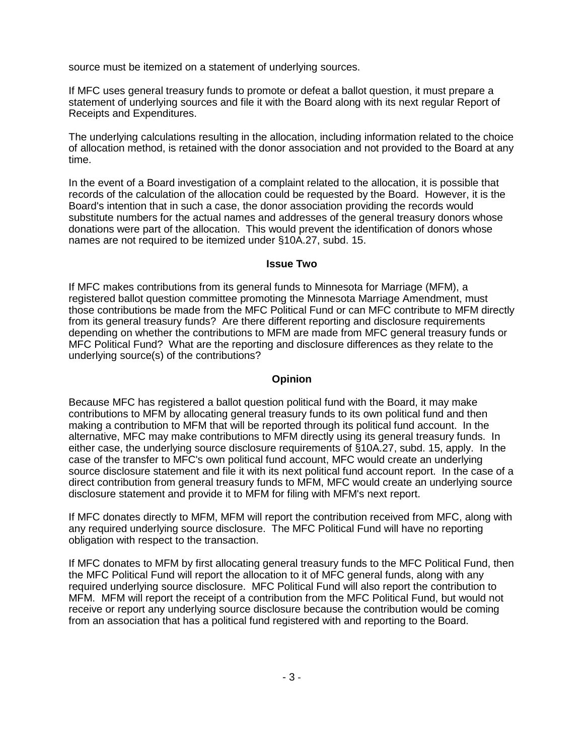source must be itemized on a statement of underlying sources.

If MFC uses general treasury funds to promote or defeat a ballot question, it must prepare a statement of underlying sources and file it with the Board along with its next regular Report of Receipts and Expenditures.

The underlying calculations resulting in the allocation, including information related to the choice of allocation method, is retained with the donor association and not provided to the Board at any time.

In the event of a Board investigation of a complaint related to the allocation, it is possible that records of the calculation of the allocation could be requested by the Board. However, it is the Board's intention that in such a case, the donor association providing the records would substitute numbers for the actual names and addresses of the general treasury donors whose donations were part of the allocation. This would prevent the identification of donors whose names are not required to be itemized under §10A.27, subd. 15.

**Issue Two**

If MFC makes contributions from its general funds to Minnesota for Marriage (MFM), a registered ballot question committee promoting the Minnesota Marriage Amendment, must those contributions be made from the MFC Political Fund or can MFC contribute to MFM directly from its general treasury funds? Are there different reporting and disclosure requirements depending on whether the contributions to MFM are made from MFC general treasury funds or MFC Political Fund? What are the reporting and disclosure differences as they relate to the underlying source(s) of the contributions?

**Opinion**

Because MFC has registered a ballot question political fund with the Board, it may make contributions to MFM by allocating general treasury funds to its own political fund and then making a contribution to MFM that will be reported through its political fund account. In the alternative, MFC may make contributions to MFM directly using its general treasury funds. In either case, the underlying source disclosure requirements of §10A.27, subd. 15, apply. In the case of the transfer to MFC's own political fund account, MFC would create an underlying source disclosure statement and file it with its next political fund account report. In the case of a direct contribution from general treasury funds to MFM, MFC would create an underlying source disclosure statement and provide it to MFM for filing with MFM's next report.

If MFC donates directly to MFM, MFM will report the contribution received from MFC, along with any required underlying source disclosure. The MFC Political Fund will have no reporting obligation with respect to the transaction.

If MFC donates to MFM by first allocating general treasury funds to the MFC Political Fund, then the MFC Political Fund will report the allocation to it of MFC general funds, along with any required underlying source disclosure. MFC Political Fund will also report the contribution to MFM. MFM will report the receipt of a contribution from the MFC Political Fund, but would not receive or report any underlying source disclosure because the contribution would be coming from an association that has a political fund registered with and reporting to the Board.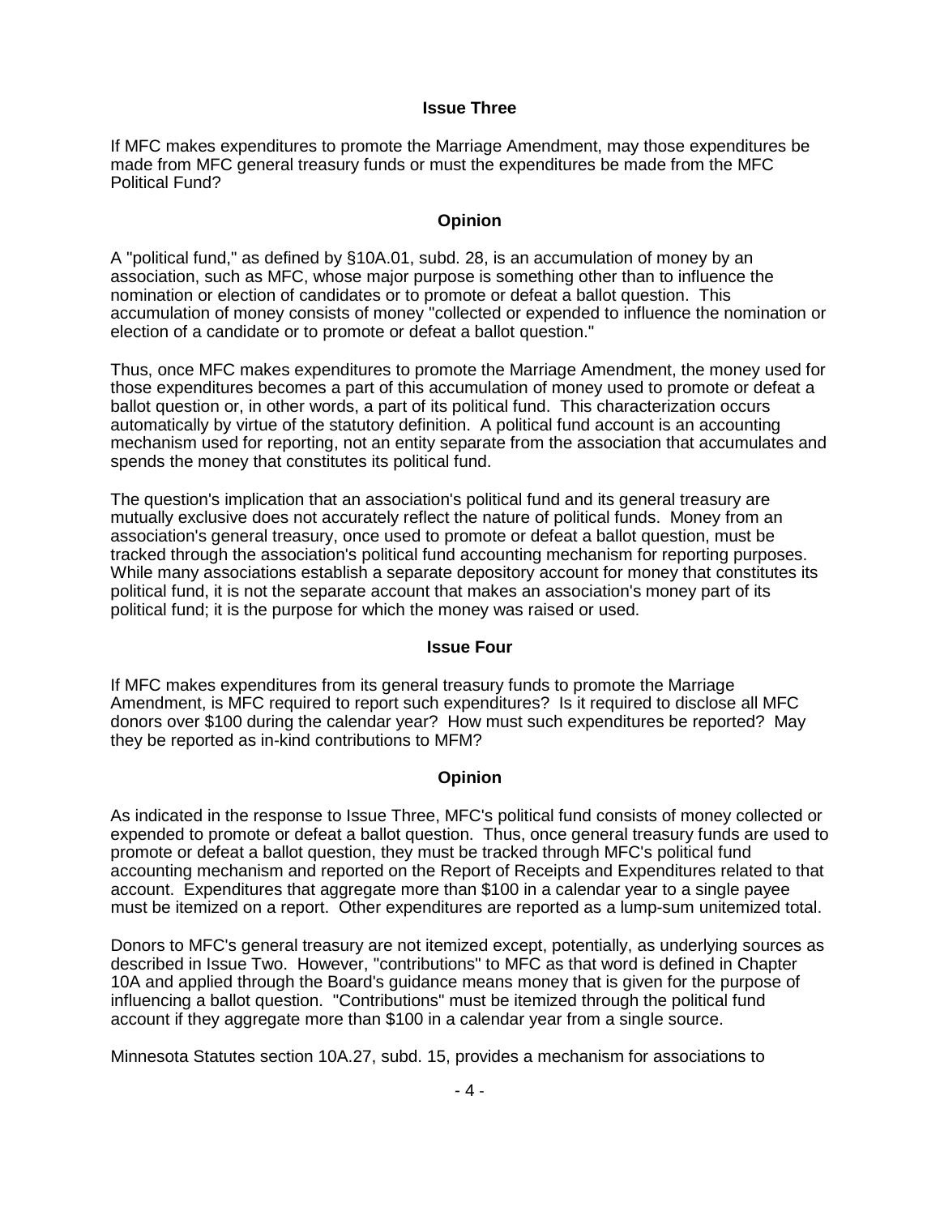### Issue Three

If MFC makes expenditures to promote the Marriage Amendment, may those expenditures be made from MFC general treasury funds or must the expenditures be made from the MFC Political Fund?

### Opinion

A "political fund," as defined by §10A.01, subd. 28, is an accumulation of money by an association, such as MFC, whose major purpose is something other than to influence the nomination or election of candidates or to promote or defeat a ballot question. This accumulation of money consists of money "collected or expended to influence the nomination or election of a candidate or to promote or defeat a ballot question."

Thus, once MFC makes expenditures to promote the Marriage Amendment, the money used for those expenditures becomes a part of this accumulation of money used to promote or defeat a ballot question or, in other words, a part of its political fund. This characterization occurs automatically by virtue of the statutory definition. A political fund account is an accounting mechanism used for reporting, not an entity separate from the association that accumulates and spends the money that constitutes its political fund.

The question's implication that an association's political fund and its general treasury are mutually exclusive does not accurately reflect the nature of political funds. Money from an association's general treasury, once used to promote or defeat a ballot question, must be tracked through the association's political fund accounting mechanism for reporting purposes. While many associations establish a separate depository account for money that constitutes its political fund, it is not the separate account that makes an association's money part of its political fund; it is the purpose for which the money was raised or used.

### Issue Four

If MFC makes expenditures from its general treasury funds to promote the Marriage Amendment, is MFC required to report such expenditures? Is it required to disclose all MFC donors over $100 during the calendar year? How must such expenditures be reported? May they be reported as in-kind contributions to MFM?

### Opinion

As indicated in the response to Issue Three, MFC's political fund consists of money collected or expended to promote or defeat a ballot question. Thus, once general treasury funds are used to promote or defeat a ballot question, they must be tracked through MFC's political fund accounting mechanism and reported on the Report of Receipts and Expenditures related to that account. Expenditures that aggregate more than $100 in a calendar year to a single payee must be itemized on a report. Other expenditures are reported as a lump-sum unitemized total.

Donors to MFC's general treasury are not itemized except, potentially, as underlying sources as described in Issue Two. However, "contributions" to MFC as that word is defined in Chapter 10A and applied through the Board's guidance means money that is given for the purpose of influencing a ballot question. "Contributions" must be itemized through the political fund account if they aggregate more than $100 in a calendar year from a single source.

Minnesota Statutes section 10A.27, subd. 15, provides a mechanism for associations to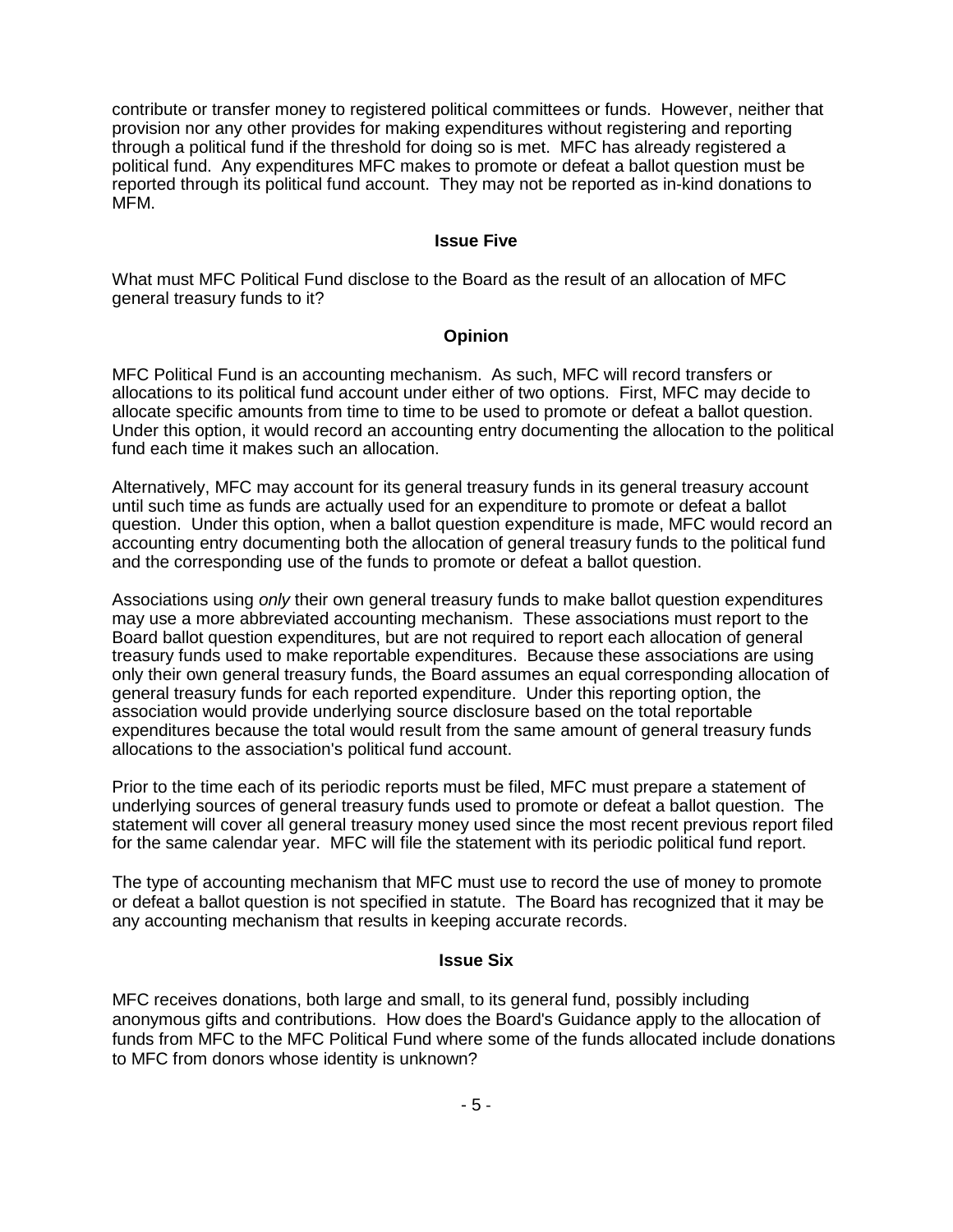contribute or transfer money to registered political committees or funds. However, neither that provision nor any other provides for making expenditures without registering and reporting through a political fund if the threshold for doing so is met. MFC has already registered a political fund. Any expenditures MFC makes to promote or defeat a ballot question must be reported through its political fund account. They may not be reported as in-kind donations to MFM.

### Issue Five

What must MFC Political Fund disclose to the Board as the result of an allocation of MFC general treasury funds to it?

### Opinion

MFC Political Fund is an accounting mechanism. As such, MFC will record transfers or allocations to its political fund account under either of two options. First, MFC may decide to allocate specific amounts from time to time to be used to promote or defeat a ballot question. Under this option, it would record an accounting entry documenting the allocation to the political fund each time it makes such an allocation.

Alternatively, MFC may account for its general treasury funds in its general treasury account until such time as funds are actually used for an expenditure to promote or defeat a ballot question. Under this option, when a ballot question expenditure is made, MFC would record an accounting entry documenting both the allocation of general treasury funds to the political fund and the corresponding use of the funds to promote or defeat a ballot question.

Associations using *only* their own general treasury funds to make ballot question expenditures may use a more abbreviated accounting mechanism. These associations must report to the Board ballot question expenditures, but are not required to report each allocation of general treasury funds used to make reportable expenditures. Because these associations are using only their own general treasury funds, the Board assumes an equal corresponding allocation of general treasury funds for each reported expenditure. Under this reporting option, the association would provide underlying source disclosure based on the total reportable expenditures because the total would result from the same amount of general treasury funds allocations to the association's political fund account.

Prior to the time each of its periodic reports must be filed, MFC must prepare a statement of underlying sources of general treasury funds used to promote or defeat a ballot question. The statement will cover all general treasury money used since the most recent previous report filed for the same calendar year. MFC will file the statement with its periodic political fund report.

The type of accounting mechanism that MFC must use to record the use of money to promote or defeat a ballot question is not specified in statute. The Board has recognized that it may be any accounting mechanism that results in keeping accurate records.

### Issue Six

MFC receives donations, both large and small, to its general fund, possibly including anonymous gifts and contributions. How does the Board's Guidance apply to the allocation of funds from MFC to the MFC Political Fund where some of the funds allocated include donations to MFC from donors whose identity is unknown?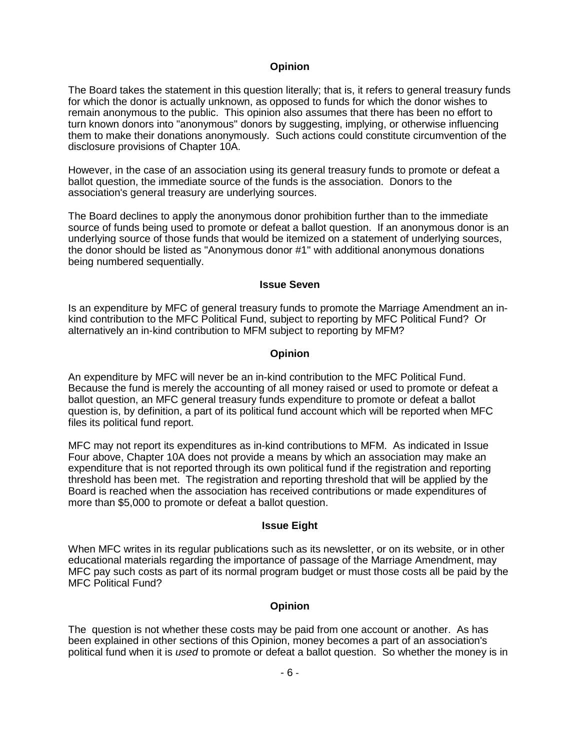### Opinion

The Board takes the statement in this question literally; that is, it refers to general treasury funds for which the donor is actually unknown, as opposed to funds for which the donor wishes to remain anonymous to the public. This opinion also assumes that there has been no effort to turn known donors into "anonymous" donors by suggesting, implying, or otherwise influencing them to make their donations anonymously. Such actions could constitute circumvention of the disclosure provisions of Chapter 10A.

However, in the case of an association using its general treasury funds to promote or defeat a ballot question, the immediate source of the funds is the association. Donors to the association's general treasury are underlying sources.

The Board declines to apply the anonymous donor prohibition further than to the immediate source of funds being used to promote or defeat a ballot question. If an anonymous donor is an underlying source of those funds that would be itemized on a statement of underlying sources, the donor should be listed as "Anonymous donor #1" with additional anonymous donations being numbered sequentially.

### Issue Seven

Is an expenditure by MFC of general treasury funds to promote the Marriage Amendment an in-kind contribution to the MFC Political Fund, subject to reporting by MFC Political Fund? Or alternatively an in-kind contribution to MFM subject to reporting by MFM?

### Opinion

An expenditure by MFC will never be an in-kind contribution to the MFC Political Fund. Because the fund is merely the accounting of all money raised or used to promote or defeat a ballot question, an MFC general treasury funds expenditure to promote or defeat a ballot question is, by definition, a part of its political fund account which will be reported when MFC files its political fund report.

MFC may not report its expenditures as in-kind contributions to MFM. As indicated in Issue Four above, Chapter 10A does not provide a means by which an association may make an expenditure that is not reported through its own political fund if the registration and reporting threshold has been met. The registration and reporting threshold that will be applied by the Board is reached when the association has received contributions or made expenditures of more than $5,000 to promote or defeat a ballot question.

### Issue Eight

When MFC writes in its regular publications such as its newsletter, or on its website, or in other educational materials regarding the importance of passage of the Marriage Amendment, may MFC pay such costs as part of its normal program budget or must those costs all be paid by the MFC Political Fund?

### Opinion

The question is not whether these costs may be paid from one account or another. As has been explained in other sections of this Opinion, money becomes a part of an association's political fund when it is *used* to promote or defeat a ballot question. So whether the money is in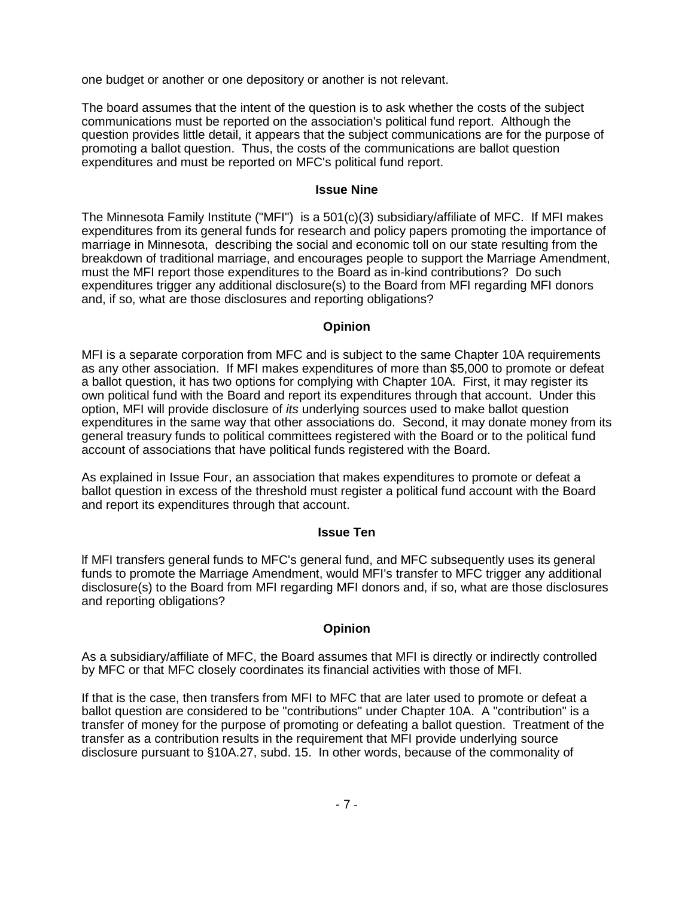one budget or another or one depository or another is not relevant.

The board assumes that the intent of the question is to ask whether the costs of the subject communications must be reported on the association's political fund report. Although the question provides little detail, it appears that the subject communications are for the purpose of promoting a ballot question. Thus, the costs of the communications are ballot question expenditures and must be reported on MFC's political fund report.

**Issue Nine**

The Minnesota Family Institute ("MFI") is a 501(c)(3) subsidiary/affiliate of MFC. If MFI makes expenditures from its general funds for research and policy papers promoting the importance of marriage in Minnesota, describing the social and economic toll on our state resulting from the breakdown of traditional marriage, and encourages people to support the Marriage Amendment, must the MFI report those expenditures to the Board as in-kind contributions? Do such expenditures trigger any additional disclosure(s) to the Board from MFI regarding MFI donors and, if so, what are those disclosures and reporting obligations?

**Opinion**

MFI is a separate corporation from MFC and is subject to the same Chapter 10A requirements as any other association. If MFI makes expenditures of more than $5,000 to promote or defeat a ballot question, it has two options for complying with Chapter 10A. First, it may register its own political fund with the Board and report its expenditures through that account. Under this option, MFI will provide disclosure of *its* underlying sources used to make ballot question expenditures in the same way that other associations do. Second, it may donate money from its general treasury funds to political committees registered with the Board or to the political fund account of associations that have political funds registered with the Board.

As explained in Issue Four, an association that makes expenditures to promote or defeat a ballot question in excess of the threshold must register a political fund account with the Board and report its expenditures through that account.

**Issue Ten**

If MFI transfers general funds to MFC's general fund, and MFC subsequently uses its general funds to promote the Marriage Amendment, would MFI's transfer to MFC trigger any additional disclosure(s) to the Board from MFI regarding MFI donors and, if so, what are those disclosures and reporting obligations?

**Opinion**

As a subsidiary/affiliate of MFC, the Board assumes that MFI is directly or indirectly controlled by MFC or that MFC closely coordinates its financial activities with those of MFI.

If that is the case, then transfers from MFI to MFC that are later used to promote or defeat a ballot question are considered to be "contributions" under Chapter 10A. A "contribution" is a transfer of money for the purpose of promoting or defeating a ballot question. Treatment of the transfer as a contribution results in the requirement that MFI provide underlying source disclosure pursuant to §10A.27, subd. 15. In other words, because of the commonality of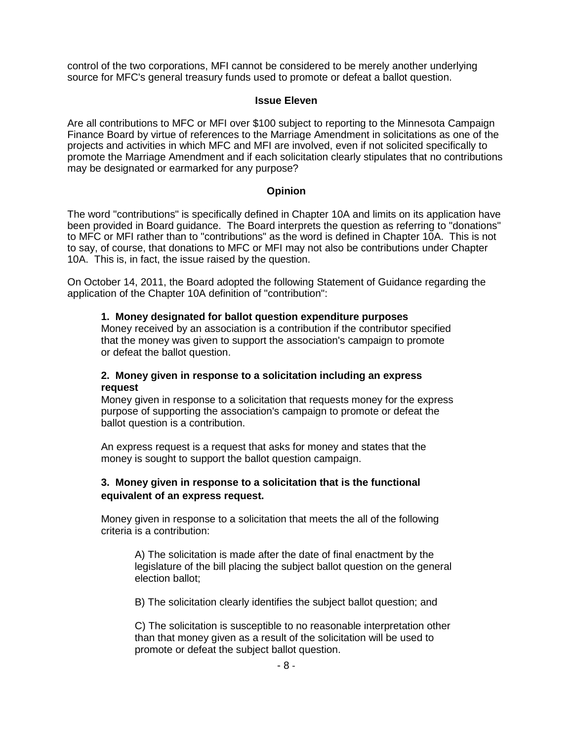control of the two corporations, MFI cannot be considered to be merely another underlying source for MFC's general treasury funds used to promote or defeat a ballot question.

### Issue Eleven

Are all contributions to MFC or MFI over $100 subject to reporting to the Minnesota Campaign Finance Board by virtue of references to the Marriage Amendment in solicitations as one of the projects and activities in which MFC and MFI are involved, even if not solicited specifically to promote the Marriage Amendment and if each solicitation clearly stipulates that no contributions may be designated or earmarked for any purpose?

### Opinion

The word "contributions" is specifically defined in Chapter 10A and limits on its application have been provided in Board guidance. The Board interprets the question as referring to "donations" to MFC or MFI rather than to "contributions" as the word is defined in Chapter 10A. This is not to say, of course, that donations to MFC or MFI may not also be contributions under Chapter 10A. This is, in fact, the issue raised by the question.

On October 14, 2011, the Board adopted the following Statement of Guidance regarding the application of the Chapter 10A definition of "contribution":

> **1. Money designated for ballot question expenditure purposes**
> Money received by an association is a contribution if the contributor specified that the money was given to support the association's campaign to promote or defeat the ballot question.
>
> **2. Money given in response to a solicitation including an express request**
> Money given in response to a solicitation that requests money for the express purpose of supporting the association's campaign to promote or defeat the ballot question is a contribution.
>
> An express request is a request that asks for money and states that the money is sought to support the ballot question campaign.
>
> **3. Money given in response to a solicitation that is the functional equivalent of an express request.**
>
> Money given in response to a solicitation that meets the all of the following criteria is a contribution:
>
> > A) The solicitation is made after the date of final enactment by the legislature of the bill placing the subject ballot question on the general election ballot;
> >
> > B) The solicitation clearly identifies the subject ballot question; and
> >
> > C) The solicitation is susceptible to no reasonable interpretation other than that money given as a result of the solicitation will be used to promote or defeat the subject ballot question.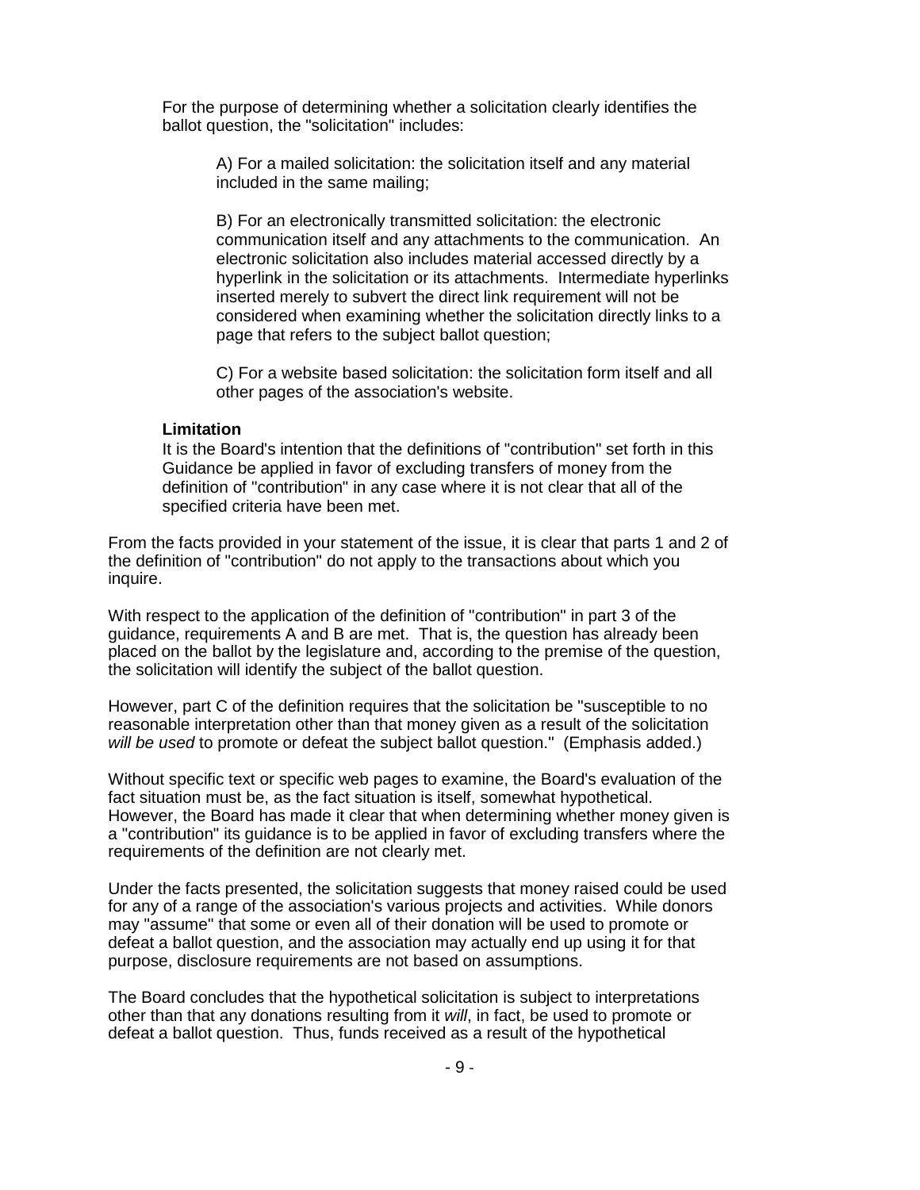For the purpose of determining whether a solicitation clearly identifies the ballot question, the "solicitation" includes:

A) For a mailed solicitation: the solicitation itself and any material included in the same mailing;

B) For an electronically transmitted solicitation: the electronic communication itself and any attachments to the communication. An electronic solicitation also includes material accessed directly by a hyperlink in the solicitation or its attachments. Intermediate hyperlinks inserted merely to subvert the direct link requirement will not be considered when examining whether the solicitation directly links to a page that refers to the subject ballot question;

C) For a website based solicitation: the solicitation form itself and all other pages of the association's website.

**Limitation**

It is the Board's intention that the definitions of "contribution" set forth in this Guidance be applied in favor of excluding transfers of money from the definition of "contribution" in any case where it is not clear that all of the specified criteria have been met.

From the facts provided in your statement of the issue, it is clear that parts 1 and 2 of the definition of "contribution" do not apply to the transactions about which you inquire.

With respect to the application of the definition of "contribution" in part 3 of the guidance, requirements A and B are met. That is, the question has already been placed on the ballot by the legislature and, according to the premise of the question, the solicitation will identify the subject of the ballot question.

However, part C of the definition requires that the solicitation be "susceptible to no reasonable interpretation other than that money given as a result of the solicitation *will be used* to promote or defeat the subject ballot question." (Emphasis added.)

Without specific text or specific web pages to examine, the Board's evaluation of the fact situation must be, as the fact situation is itself, somewhat hypothetical. However, the Board has made it clear that when determining whether money given is a "contribution" its guidance is to be applied in favor of excluding transfers where the requirements of the definition are not clearly met.

Under the facts presented, the solicitation suggests that money raised could be used for any of a range of the association's various projects and activities. While donors may "assume" that some or even all of their donation will be used to promote or defeat a ballot question, and the association may actually end up using it for that purpose, disclosure requirements are not based on assumptions.

The Board concludes that the hypothetical solicitation is subject to interpretations other than that any donations resulting from it *will*, in fact, be used to promote or defeat a ballot question. Thus, funds received as a result of the hypothetical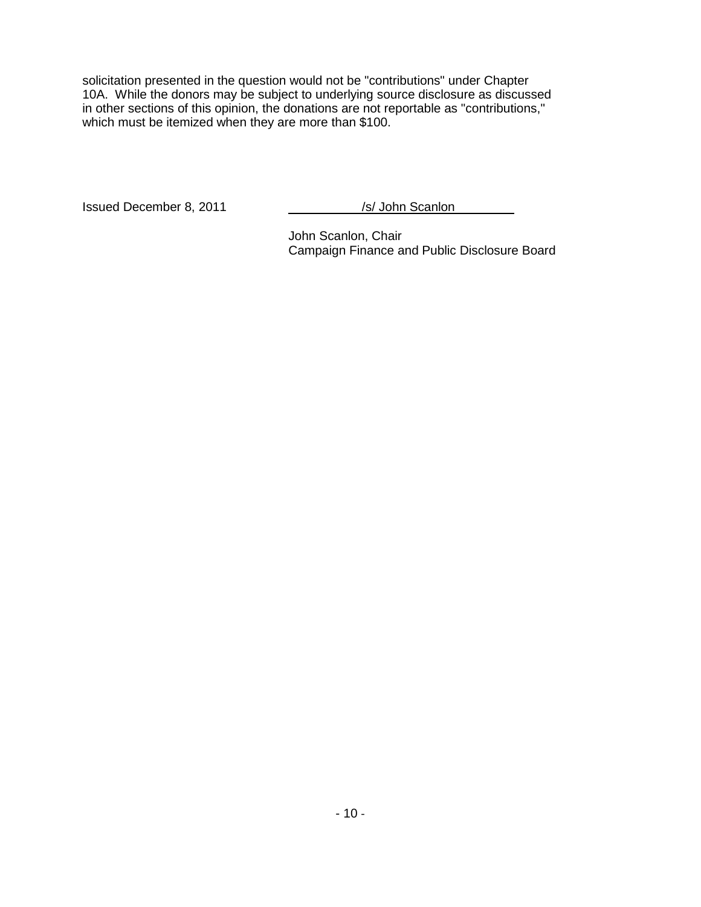solicitation presented in the question would not be "contributions" under Chapter 10A. While the donors may be subject to underlying source disclosure as discussed in other sections of this opinion, the donations are not reportable as "contributions," which must be itemized when they are more than $100.

Issued December 8, 2011

/s/ John Scanlon

John Scanlon, Chair
Campaign Finance and Public Disclosure Board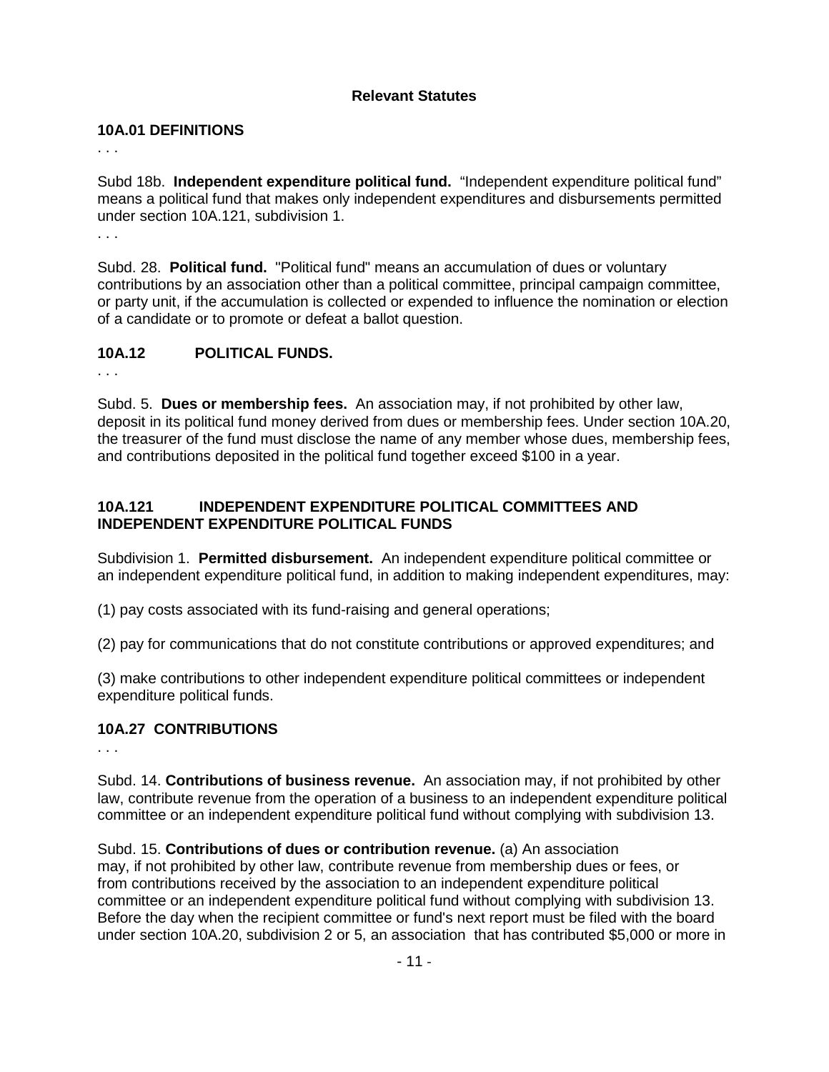**Relevant Statutes**

**10A.01 DEFINITIONS**

. . .

Subd 18b. **Independent expenditure political fund.** "Independent expenditure political fund" means a political fund that makes only independent expenditures and disbursements permitted under section 10A.121, subdivision 1.

. . .

Subd. 28. **Political fund.** "Political fund" means an accumulation of dues or voluntary contributions by an association other than a political committee, principal campaign committee, or party unit, if the accumulation is collected or expended to influence the nomination or election of a candidate or to promote or defeat a ballot question.

**10A.12 POLITICAL FUNDS.**

. . .

Subd. 5. **Dues or membership fees.** An association may, if not prohibited by other law, deposit in its political fund money derived from dues or membership fees. Under section 10A.20, the treasurer of the fund must disclose the name of any member whose dues, membership fees, and contributions deposited in the political fund together exceed $100 in a year.

**10A.121 INDEPENDENT EXPENDITURE POLITICAL COMMITTEES AND INDEPENDENT EXPENDITURE POLITICAL FUNDS**

Subdivision 1. **Permitted disbursement.** An independent expenditure political committee or an independent expenditure political fund, in addition to making independent expenditures, may:

(1) pay costs associated with its fund-raising and general operations;

(2) pay for communications that do not constitute contributions or approved expenditures; and

(3) make contributions to other independent expenditure political committees or independent expenditure political funds.

**10A.27 CONTRIBUTIONS**

. . .

Subd. 14. **Contributions of business revenue.** An association may, if not prohibited by other law, contribute revenue from the operation of a business to an independent expenditure political committee or an independent expenditure political fund without complying with subdivision 13.

Subd. 15. **Contributions of dues or contribution revenue.** (a) An association may, if not prohibited by other law, contribute revenue from membership dues or fees, or from contributions received by the association to an independent expenditure political committee or an independent expenditure political fund without complying with subdivision 13. Before the day when the recipient committee or fund's next report must be filed with the board under section 10A.20, subdivision 2 or 5, an association that has contributed $5,000 or more in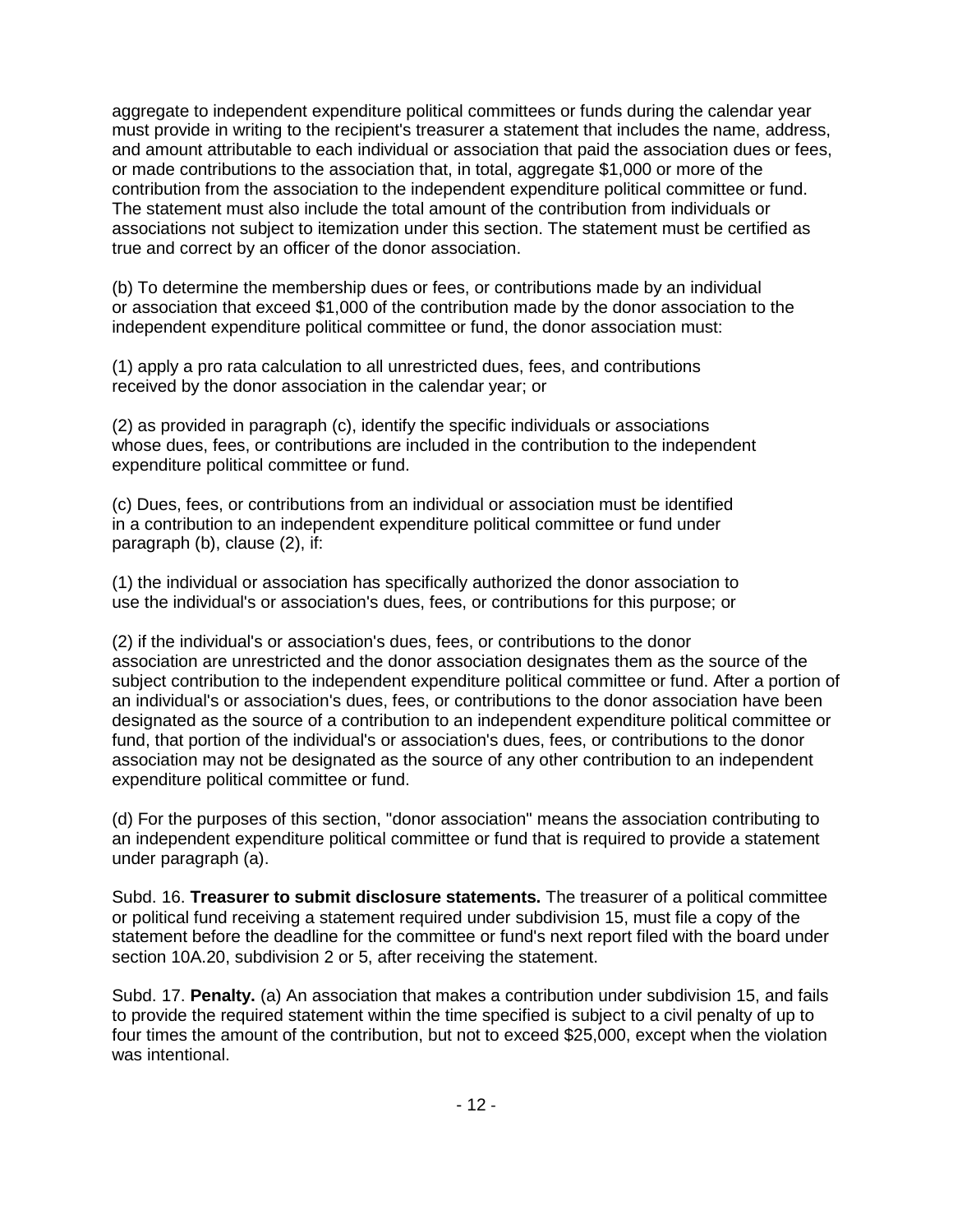aggregate to independent expenditure political committees or funds during the calendar year must provide in writing to the recipient's treasurer a statement that includes the name, address, and amount attributable to each individual or association that paid the association dues or fees, or made contributions to the association that, in total, aggregate $1,000 or more of the contribution from the association to the independent expenditure political committee or fund. The statement must also include the total amount of the contribution from individuals or associations not subject to itemization under this section. The statement must be certified as true and correct by an officer of the donor association.

(b) To determine the membership dues or fees, or contributions made by an individual or association that exceed $1,000 of the contribution made by the donor association to the independent expenditure political committee or fund, the donor association must:

(1) apply a pro rata calculation to all unrestricted dues, fees, and contributions received by the donor association in the calendar year; or

(2) as provided in paragraph (c), identify the specific individuals or associations whose dues, fees, or contributions are included in the contribution to the independent expenditure political committee or fund.

(c) Dues, fees, or contributions from an individual or association must be identified in a contribution to an independent expenditure political committee or fund under paragraph (b), clause (2), if:

(1) the individual or association has specifically authorized the donor association to use the individual's or association's dues, fees, or contributions for this purpose; or

(2) if the individual's or association's dues, fees, or contributions to the donor association are unrestricted and the donor association designates them as the source of the subject contribution to the independent expenditure political committee or fund. After a portion of an individual's or association's dues, fees, or contributions to the donor association have been designated as the source of a contribution to an independent expenditure political committee or fund, that portion of the individual's or association's dues, fees, or contributions to the donor association may not be designated as the source of any other contribution to an independent expenditure political committee or fund.

(d) For the purposes of this section, "donor association" means the association contributing to an independent expenditure political committee or fund that is required to provide a statement under paragraph (a).

Subd. 16. **Treasurer to submit disclosure statements.** The treasurer of a political committee or political fund receiving a statement required under subdivision 15, must file a copy of the statement before the deadline for the committee or fund's next report filed with the board under section 10A.20, subdivision 2 or 5, after receiving the statement.

Subd. 17. **Penalty.** (a) An association that makes a contribution under subdivision 15, and fails to provide the required statement within the time specified is subject to a civil penalty of up to four times the amount of the contribution, but not to exceed $25,000, except when the violation was intentional.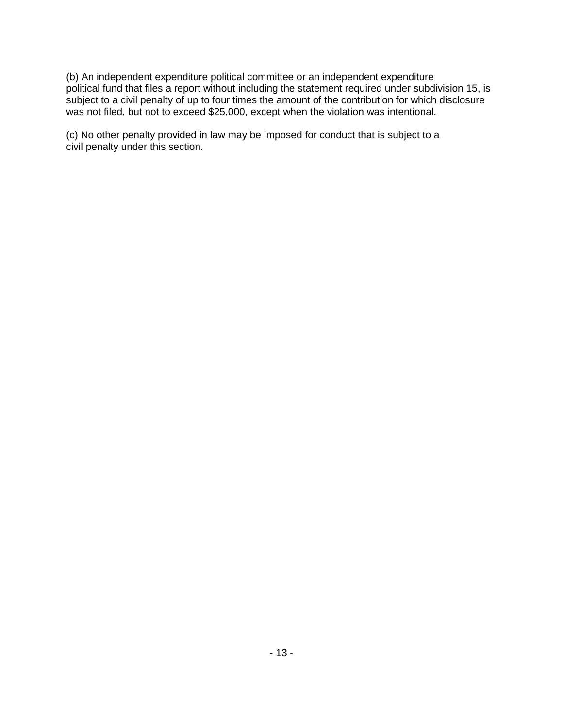(b) An independent expenditure political committee or an independent expenditure political fund that files a report without including the statement required under subdivision 15, is subject to a civil penalty of up to four times the amount of the contribution for which disclosure was not filed, but not to exceed $25,000, except when the violation was intentional.

(c) No other penalty provided in law may be imposed for conduct that is subject to a civil penalty under this section.